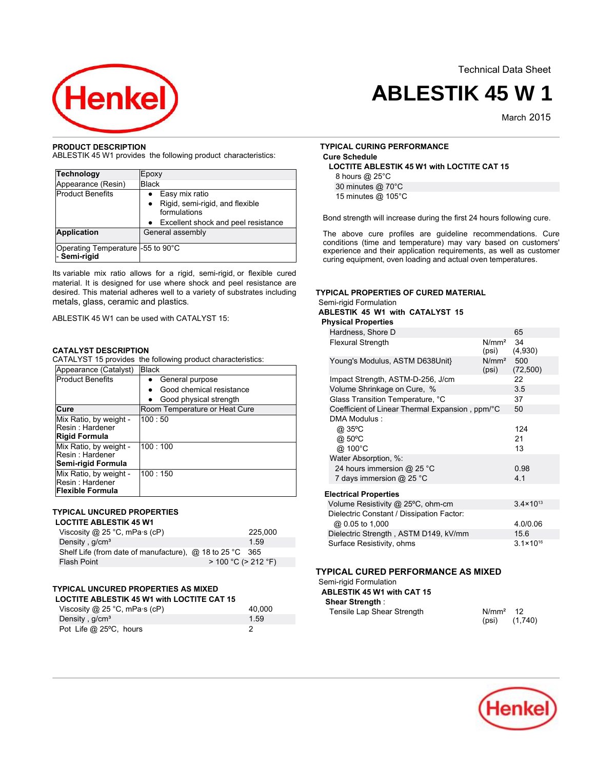Technical Data Sheet

# ABLESTIK 45 W 1

March 2015

## PRODUCT DESCRIPTION

ABLESTIK 45 W1 provides the following product characteristics:

| | |
|---|---|
| **Technology** | Epoxy |
| Appearance (Resin) | Black |
| Product Benefits | • Easy mix ratio<br>• Rigid, semi-rigid, and flexible formulations<br>• Excellent shock and peel resistance |
| **Application** | General assembly |
| Operating Temperature - **Semi-rigid** | -55 to 90°C |

Its variable mix ratio allows for a rigid, semi-rigid, or flexible cured material. It is designed for use where shock and peel resistance are desired. This material adheres well to a variety of substrates including metals, glass, ceramic and plastics.

ABLESTIK 45 W1 can be used with CATALYST 15:

## CATALYST DESCRIPTION

CATALYST 15 provides the following product characteristics:

| | |
|---|---|
| Appearance (Catalyst) | Black |
| Product Benefits | • General purpose<br>• Good chemical resistance<br>• Good physical strength |
| **Cure** | Room Temperature or Heat Cure |
| Mix Ratio, by weight - Resin : Hardener **Rigid Formula** | 100 : 50 |
| Mix Ratio, by weight - Resin : Hardener **Semi-rigid Formula** | 100 : 100 |
| Mix Ratio, by weight - Resin : Hardener **Flexible Formula** | 100 : 150 |

## TYPICAL UNCURED PROPERTIES

**LOCTITE ABLESTIK 45 W1**

| | |
|---|---|
| Viscosity @ 25 °C, mPa·s (cP) | 225,000 |
| Density , g/cm³ | 1.59 |
| Shelf Life (from date of manufacture), @ 18 to 25 °C | 365 |
| Flash Point | > 100 °C (> 212 °F) |

## TYPICAL UNCURED PROPERTIES AS MIXED

**LOCTITE ABLESTIK 45 W1 with LOCTITE CAT 15**

| | |
|---|---|
| Viscosity @ 25 °C, mPa·s (cP) | 40,000 |
| Density , g/cm³ | 1.59 |
| Pot Life @ 25ºC, hours | 2 |

## TYPICAL CURING PERFORMANCE

**Cure Schedule**

**LOCTITE ABLESTIK 45 W1 with LOCTITE CAT 15**

8 hours @ 25°C
30 minutes @ 70°C
15 minutes @ 105°C

Bond strength will increase during the first 24 hours following cure.

The above cure profiles are guideline recommendations. Cure conditions (time and temperature) may vary based on customers' experience and their application requirements, as well as customer curing equipment, oven loading and actual oven temperatures.

## TYPICAL PROPERTIES OF CURED MATERIAL

Semi-rigid Formulation

**ABLESTIK 45 W1 with CATALYST 15**

**Physical Properties**

| | | |
|---|---|---|
| Hardness, Shore D | | 65 |
| Flexural Strength | N/mm² (psi) | 34 (4,930) |
| Young's Modulus, ASTM D638Unit} | N/mm² (psi) | 500 (72,500) |
| Impact Strength, ASTM-D-256, J/cm | | 22 |
| Volume Shrinkage on Cure, % | | 3.5 |
| Glass Transition Temperature, °C | | 37 |
| Coefficient of Linear Thermal Expansion , ppm/°C | | 50 |
| DMA Modulus : | | |
| @ 35ºC | | 124 |
| @ 50ºC | | 21 |
| @ 100°C | | 13 |
| Water Absorption, %: | | |
| 24 hours immersion @ 25 °C | | 0.98 |
| 7 days immersion @ 25 °C | | 4.1 |

**Electrical Properties**

| | |
|---|---|
| Volume Resistivity @ 25ºC, ohm-cm | $3.4 \times 10^{13}$ |
| Dielectric Constant / Dissipation Factor: | |
| @ 0.05 to 1,000 | 4.0/0.06 |
| Dielectric Strength , ASTM D149, kV/mm | 15.6 |
| Surface Resistivity, ohms | $3.1 \times 10^{16}$ |

## TYPICAL CURED PERFORMANCE AS MIXED

Semi-rigid Formulation

**ABLESTIK 45 W1 with CAT 15**

**Shear Strength** :

| | | |
|---|---|---|
| Tensile Lap Shear Strength | N/mm² (psi) | 12 (1,740) |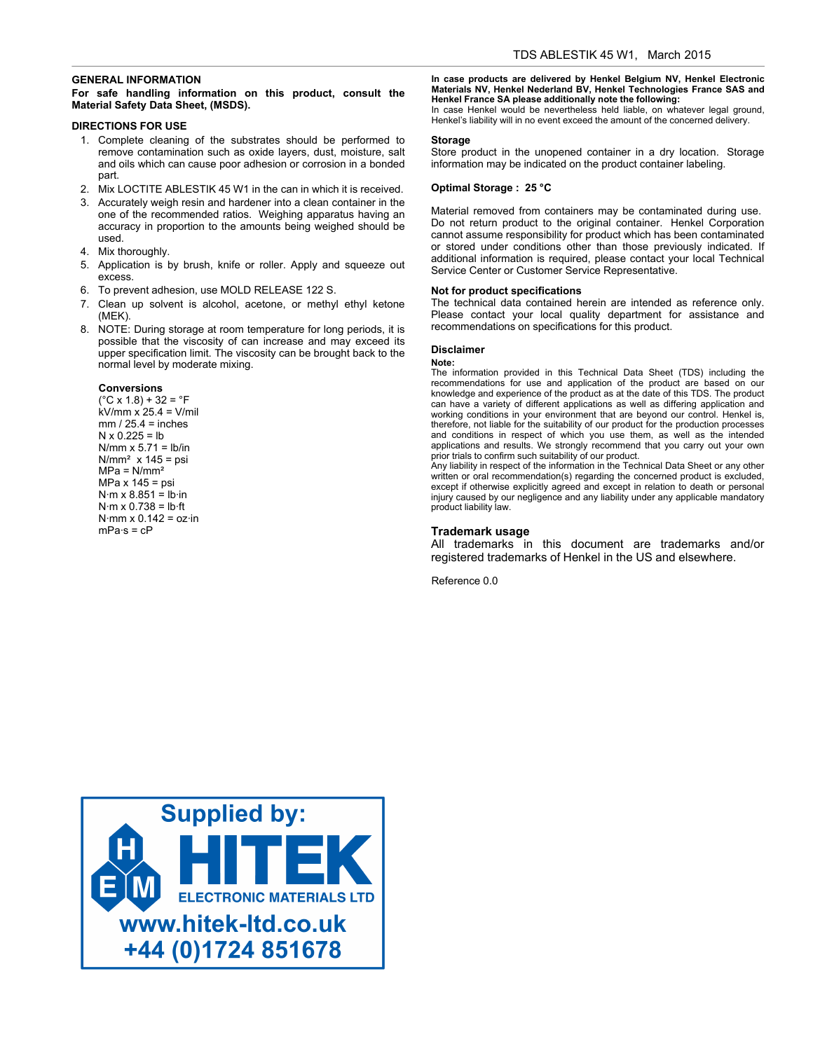## GENERAL INFORMATION

**For safe handling information on this product, consult the Material Safety Data Sheet, (MSDS).**

## DIRECTIONS FOR USE

1. Complete cleaning of the substrates should be performed to remove contamination such as oxide layers, dust, moisture, salt and oils which can cause poor adhesion or corrosion in a bonded part.
2. Mix LOCTITE ABLESTIK 45 W1 in the can in which it is received.
3. Accurately weigh resin and hardener into a clean container in the one of the recommended ratios. Weighing apparatus having an accuracy in proportion to the amounts being weighed should be used.
4. Mix thoroughly.
5. Application is by brush, knife or roller. Apply and squeeze out excess.
6. To prevent adhesion, use MOLD RELEASE 122 S.
7. Clean up solvent is alcohol, acetone, or methyl ethyl ketone (MEK).
8. NOTE: During storage at room temperature for long periods, it is possible that the viscosity of can increase and may exceed its upper specification limit. The viscosity can be brought back to the normal level by moderate mixing.

### Conversions

(°C x 1.8) + 32 = °F
kV/mm x 25.4 = V/mil
mm / 25.4 = inches
N x 0.225 = lb
N/mm x 5.71 = lb/in
N/mm² x 145 = psi
MPa = N/mm²
MPa x 145 = psi
N·m x 8.851 = lb·in
N·m x 0.738 = lb·ft
N·mm x 0.142 = oz·in
mPa·s = cP

**In case products are delivered by Henkel Belgium NV, Henkel Electronic Materials NV, Henkel Nederland BV, Henkel Technologies France SAS and Henkel France SA please additionally note the following:**
In case Henkel would be nevertheless held liable, on whatever legal ground, Henkel's liability will in no event exceed the amount of the concerned delivery.

### Storage

Store product in the unopened container in a dry location. Storage information may be indicated on the product container labeling.

**Optimal Storage : 25 °C**

Material removed from containers may be contaminated during use. Do not return product to the original container. Henkel Corporation cannot assume responsibility for product which has been contaminated or stored under conditions other than those previously indicated. If additional information is required, please contact your local Technical Service Center or Customer Service Representative.

### Not for product specifications

The technical data contained herein are intended as reference only. Please contact your local quality department for assistance and recommendations on specifications for this product.

### Disclaimer

**Note:**
The information provided in this Technical Data Sheet (TDS) including the recommendations for use and application of the product are based on our knowledge and experience of the product as at the date of this TDS. The product can have a variety of different applications as well as differing application and working conditions in your environment that are beyond our control. Henkel is, therefore, not liable for the suitability of our product for the production processes and conditions in respect of which you use them, as well as the intended applications and results. We strongly recommend that you carry out your own prior trials to confirm such suitability of our product.
Any liability in respect of the information in the Technical Data Sheet or any other written or oral recommendation(s) regarding the concerned product is excluded, except if otherwise explicitly agreed and except in relation to death or personal injury caused by our negligence and any liability under any applicable mandatory product liability law.

### Trademark usage

All trademarks in this document are trademarks and/or registered trademarks of Henkel in the US and elsewhere.

Reference 0.0

Supplied by:
HITEK
ELECTRONIC MATERIALS LTD
www.hitek-ltd.co.uk
+44 (0)1724 851678